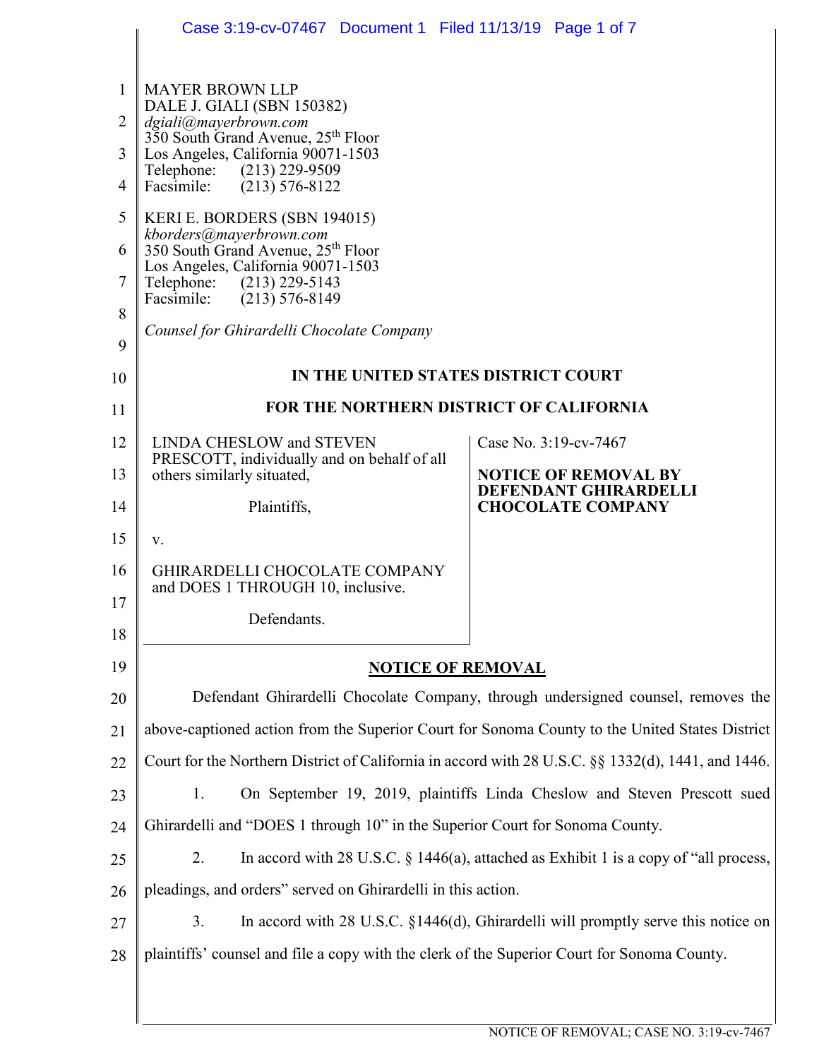MAYER BROWN LLP
DALE J. GIALI (SBN 150382)
*dgiali@mayerbrown.com*
350 South Grand Avenue, 25th Floor
Los Angeles, California 90071-1503
Telephone: (213) 229-9509
Facsimile: (213) 576-8122

KERI E. BORDERS (SBN 194015)
*kborders@mayerbrown.com*
350 South Grand Avenue, 25th Floor
Los Angeles, California 90071-1503
Telephone: (213) 229-5143
Facsimile: (213) 576-8149

*Counsel for Ghirardelli Chocolate Company*

**IN THE UNITED STATES DISTRICT COURT**

**FOR THE NORTHERN DISTRICT OF CALIFORNIA**

| | |
|---|---|
| LINDA CHESLOW and STEVEN PRESCOTT, individually and on behalf of all others similarly situated,<br><br>Plaintiffs,<br><br>v.<br><br>GHIRARDELLI CHOCOLATE COMPANY and DOES 1 THROUGH 10, inclusive.<br><br>Defendants. | Case No. 3:19-cv-7467<br><br>**NOTICE OF REMOVAL BY DEFENDANT GHIRARDELLI CHOCOLATE COMPANY** |

**NOTICE OF REMOVAL**

Defendant Ghirardelli Chocolate Company, through undersigned counsel, removes the above-captioned action from the Superior Court for Sonoma County to the United States District Court for the Northern District of California in accord with 28 U.S.C. §§ 1332(d), 1441, and 1446.

1. On September 19, 2019, plaintiffs Linda Cheslow and Steven Prescott sued Ghirardelli and "DOES 1 through 10" in the Superior Court for Sonoma County.

2. In accord with 28 U.S.C. § 1446(a), attached as Exhibit 1 is a copy of "all process, pleadings, and orders" served on Ghirardelli in this action.

3. In accord with 28 U.S.C. §1446(d), Ghirardelli will promptly serve this notice on plaintiffs' counsel and file a copy with the clerk of the Superior Court for Sonoma County.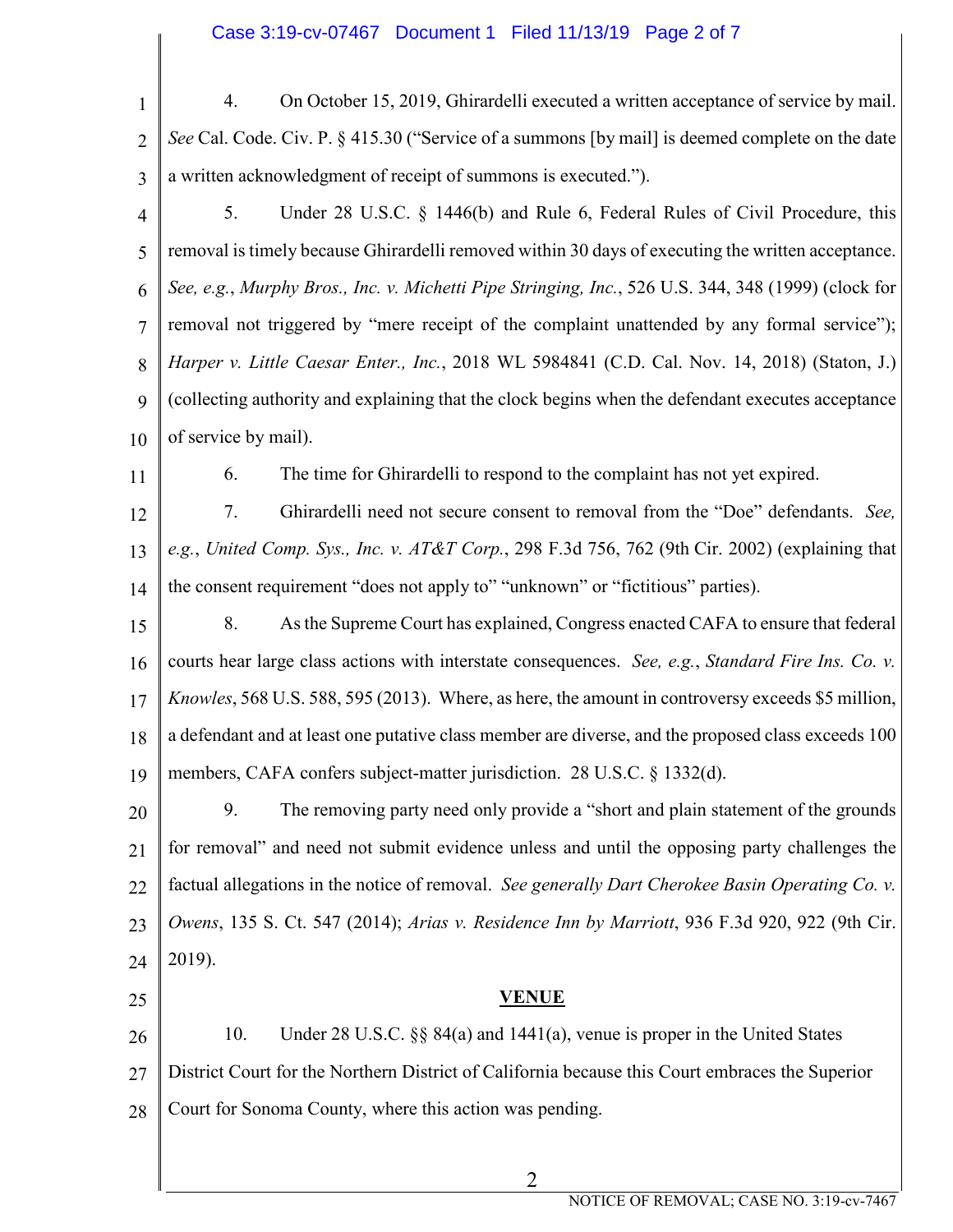4. On October 15, 2019, Ghirardelli executed a written acceptance of service by mail. *See* Cal. Code. Civ. P. § 415.30 ("Service of a summons [by mail] is deemed complete on the date a written acknowledgment of receipt of summons is executed.").

5. Under 28 U.S.C. § 1446(b) and Rule 6, Federal Rules of Civil Procedure, this removal is timely because Ghirardelli removed within 30 days of executing the written acceptance. *See, e.g.*, *Murphy Bros., Inc. v. Michetti Pipe Stringing, Inc.*, 526 U.S. 344, 348 (1999) (clock for removal not triggered by "mere receipt of the complaint unattended by any formal service"); *Harper v. Little Caesar Enter., Inc.*, 2018 WL 5984841 (C.D. Cal. Nov. 14, 2018) (Staton, J.) (collecting authority and explaining that the clock begins when the defendant executes acceptance of service by mail).

6. The time for Ghirardelli to respond to the complaint has not yet expired.

7. Ghirardelli need not secure consent to removal from the "Doe" defendants. *See, e.g.*, *United Comp. Sys., Inc. v. AT&T Corp.*, 298 F.3d 756, 762 (9th Cir. 2002) (explaining that the consent requirement "does not apply to" "unknown" or "fictitious" parties).

8. As the Supreme Court has explained, Congress enacted CAFA to ensure that federal courts hear large class actions with interstate consequences. *See, e.g.*, *Standard Fire Ins. Co. v. Knowles*, 568 U.S. 588, 595 (2013). Where, as here, the amount in controversy exceeds $5 million, a defendant and at least one putative class member are diverse, and the proposed class exceeds 100 members, CAFA confers subject-matter jurisdiction. 28 U.S.C. § 1332(d).

9. The removing party need only provide a "short and plain statement of the grounds for removal" and need not submit evidence unless and until the opposing party challenges the factual allegations in the notice of removal. *See generally Dart Cherokee Basin Operating Co. v. Owens*, 135 S. Ct. 547 (2014); *Arias v. Residence Inn by Marriott*, 936 F.3d 920, 922 (9th Cir. 2019).

## VENUE

10. Under 28 U.S.C. §§ 84(a) and 1441(a), venue is proper in the United States District Court for the Northern District of California because this Court embraces the Superior Court for Sonoma County, where this action was pending.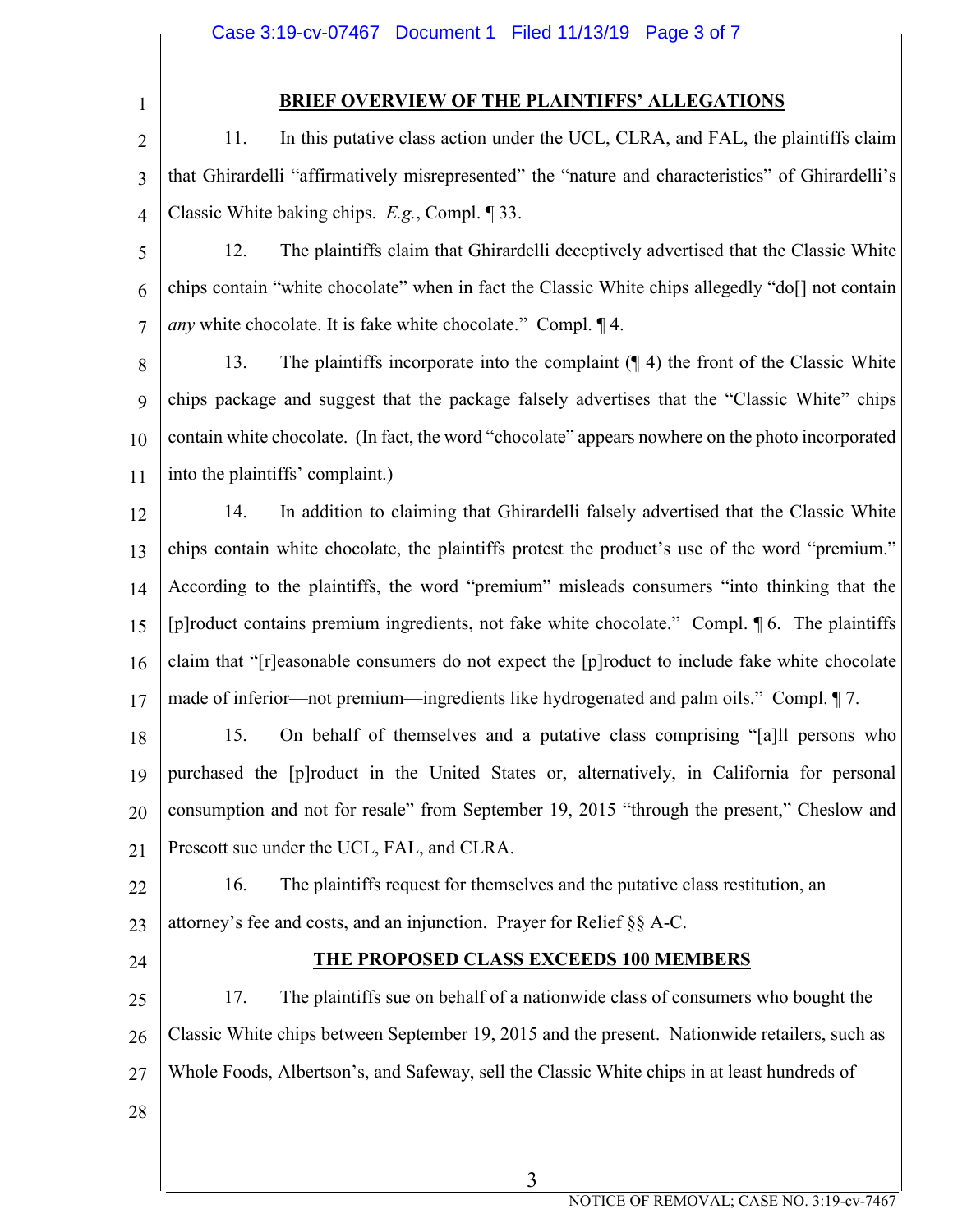## BRIEF OVERVIEW OF THE PLAINTIFFS' ALLEGATIONS

11. In this putative class action under the UCL, CLRA, and FAL, the plaintiffs claim that Ghirardelli "affirmatively misrepresented" the "nature and characteristics" of Ghirardelli's Classic White baking chips. *E.g.*, Compl. ¶ 33.

12. The plaintiffs claim that Ghirardelli deceptively advertised that the Classic White chips contain "white chocolate" when in fact the Classic White chips allegedly "do[] not contain *any* white chocolate. It is fake white chocolate." Compl. ¶ 4.

13. The plaintiffs incorporate into the complaint (¶ 4) the front of the Classic White chips package and suggest that the package falsely advertises that the "Classic White" chips contain white chocolate. (In fact, the word "chocolate" appears nowhere on the photo incorporated into the plaintiffs' complaint.)

14. In addition to claiming that Ghirardelli falsely advertised that the Classic White chips contain white chocolate, the plaintiffs protest the product's use of the word "premium." According to the plaintiffs, the word "premium" misleads consumers "into thinking that the [p]roduct contains premium ingredients, not fake white chocolate." Compl. ¶ 6. The plaintiffs claim that "[r]easonable consumers do not expect the [p]roduct to include fake white chocolate made of inferior—not premium—ingredients like hydrogenated and palm oils." Compl. ¶ 7.

15. On behalf of themselves and a putative class comprising "[a]ll persons who purchased the [p]roduct in the United States or, alternatively, in California for personal consumption and not for resale" from September 19, 2015 "through the present," Cheslow and Prescott sue under the UCL, FAL, and CLRA.

16. The plaintiffs request for themselves and the putative class restitution, an attorney's fee and costs, and an injunction. Prayer for Relief §§ A-C.

## THE PROPOSED CLASS EXCEEDS 100 MEMBERS

17. The plaintiffs sue on behalf of a nationwide class of consumers who bought the Classic White chips between September 19, 2015 and the present. Nationwide retailers, such as Whole Foods, Albertson's, and Safeway, sell the Classic White chips in at least hundreds of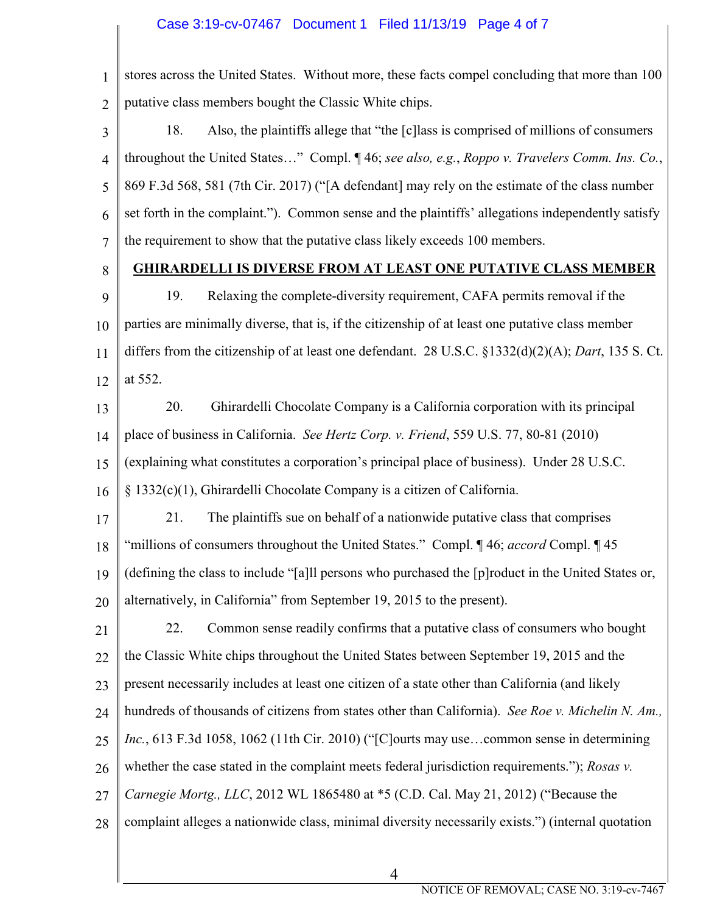stores across the United States. Without more, these facts compel concluding that more than 100 putative class members bought the Classic White chips.

18. Also, the plaintiffs allege that "the [c]lass is comprised of millions of consumers throughout the United States…" Compl. ¶ 46; *see also, e.g.*, *Roppo v. Travelers Comm. Ins. Co.*, 869 F.3d 568, 581 (7th Cir. 2017) ("[A defendant] may rely on the estimate of the class number set forth in the complaint."). Common sense and the plaintiffs' allegations independently satisfy the requirement to show that the putative class likely exceeds 100 members.

## GHIRARDELLI IS DIVERSE FROM AT LEAST ONE PUTATIVE CLASS MEMBER

19. Relaxing the complete-diversity requirement, CAFA permits removal if the parties are minimally diverse, that is, if the citizenship of at least one putative class member differs from the citizenship of at least one defendant. 28 U.S.C. §1332(d)(2)(A); *Dart*, 135 S. Ct. at 552.

20. Ghirardelli Chocolate Company is a California corporation with its principal place of business in California. *See Hertz Corp. v. Friend*, 559 U.S. 77, 80-81 (2010) (explaining what constitutes a corporation's principal place of business). Under 28 U.S.C. § 1332(c)(1), Ghirardelli Chocolate Company is a citizen of California.

21. The plaintiffs sue on behalf of a nationwide putative class that comprises "millions of consumers throughout the United States." Compl. ¶ 46; *accord* Compl. ¶ 45 (defining the class to include "[a]ll persons who purchased the [p]roduct in the United States or, alternatively, in California" from September 19, 2015 to the present).

22. Common sense readily confirms that a putative class of consumers who bought the Classic White chips throughout the United States between September 19, 2015 and the present necessarily includes at least one citizen of a state other than California (and likely hundreds of thousands of citizens from states other than California). *See Roe v. Michelin N. Am., Inc.*, 613 F.3d 1058, 1062 (11th Cir. 2010) ("[C]ourts may use…common sense in determining whether the case stated in the complaint meets federal jurisdiction requirements."); *Rosas v. Carnegie Mortg., LLC*, 2012 WL 1865480 at *5 (C.D. Cal. May 21, 2012) ("Because the complaint alleges a nationwide class, minimal diversity necessarily exists.") (internal quotation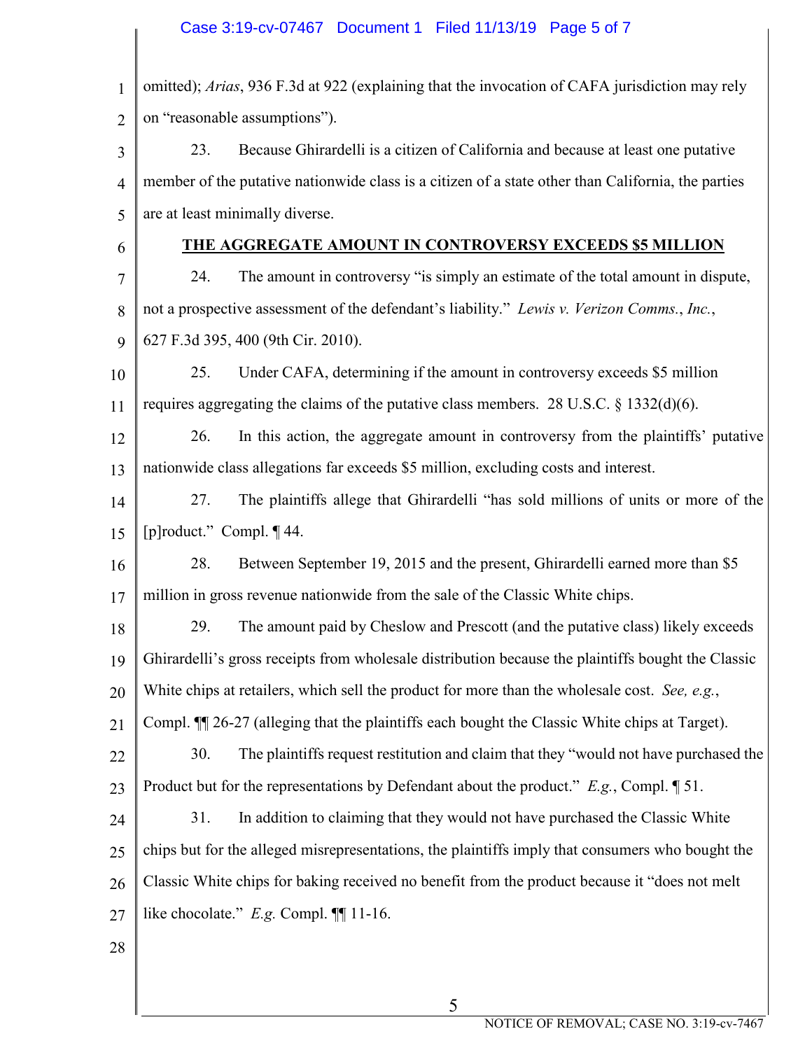omitted); *Arias*, 936 F.3d at 922 (explaining that the invocation of CAFA jurisdiction may rely on "reasonable assumptions").

23. Because Ghirardelli is a citizen of California and because at least one putative member of the putative nationwide class is a citizen of a state other than California, the parties are at least minimally diverse.

## THE AGGREGATE AMOUNT IN CONTROVERSY EXCEEDS $5 MILLION

24. The amount in controversy "is simply an estimate of the total amount in dispute, not a prospective assessment of the defendant's liability." *Lewis v. Verizon Comms.*, *Inc.*, 627 F.3d 395, 400 (9th Cir. 2010).

25. Under CAFA, determining if the amount in controversy exceeds $5 million requires aggregating the claims of the putative class members. 28 U.S.C. § 1332(d)(6).

26. In this action, the aggregate amount in controversy from the plaintiffs' putative nationwide class allegations far exceeds $5 million, excluding costs and interest.

27. The plaintiffs allege that Ghirardelli "has sold millions of units or more of the [p]roduct." Compl. ¶ 44.

28. Between September 19, 2015 and the present, Ghirardelli earned more than $5 million in gross revenue nationwide from the sale of the Classic White chips.

29. The amount paid by Cheslow and Prescott (and the putative class) likely exceeds Ghirardelli's gross receipts from wholesale distribution because the plaintiffs bought the Classic White chips at retailers, which sell the product for more than the wholesale cost. *See, e.g.*, Compl. ¶¶ 26-27 (alleging that the plaintiffs each bought the Classic White chips at Target).

30. The plaintiffs request restitution and claim that they "would not have purchased the Product but for the representations by Defendant about the product." *E.g.*, Compl. ¶ 51.

31. In addition to claiming that they would not have purchased the Classic White chips but for the alleged misrepresentations, the plaintiffs imply that consumers who bought the Classic White chips for baking received no benefit from the product because it "does not melt like chocolate." *E.g.* Compl. ¶¶ 11-16.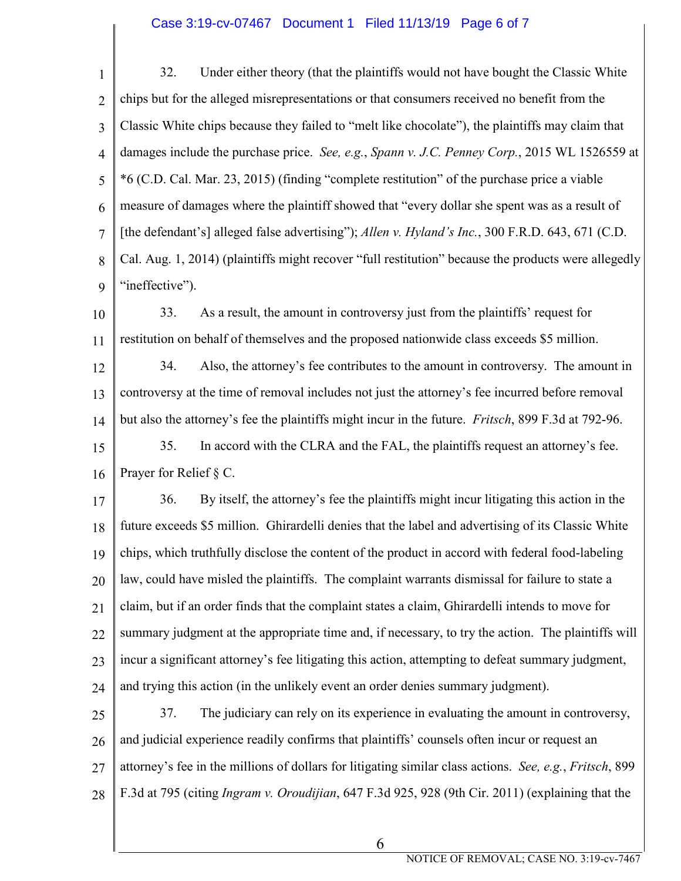32. Under either theory (that the plaintiffs would not have bought the Classic White chips but for the alleged misrepresentations or that consumers received no benefit from the Classic White chips because they failed to "melt like chocolate"), the plaintiffs may claim that damages include the purchase price. *See, e.g.*, *Spann v. J.C. Penney Corp.*, 2015 WL 1526559 at *6 (C.D. Cal. Mar. 23, 2015) (finding "complete restitution" of the purchase price a viable measure of damages where the plaintiff showed that "every dollar she spent was as a result of [the defendant's] alleged false advertising"); *Allen v. Hyland's Inc.*, 300 F.R.D. 643, 671 (C.D. Cal. Aug. 1, 2014) (plaintiffs might recover "full restitution" because the products were allegedly "ineffective").

33. As a result, the amount in controversy just from the plaintiffs' request for restitution on behalf of themselves and the proposed nationwide class exceeds $5 million.

34. Also, the attorney's fee contributes to the amount in controversy. The amount in controversy at the time of removal includes not just the attorney's fee incurred before removal but also the attorney's fee the plaintiffs might incur in the future. *Fritsch*, 899 F.3d at 792-96.

35. In accord with the CLRA and the FAL, the plaintiffs request an attorney's fee. Prayer for Relief § C.

36. By itself, the attorney's fee the plaintiffs might incur litigating this action in the future exceeds $5 million. Ghirardelli denies that the label and advertising of its Classic White chips, which truthfully disclose the content of the product in accord with federal food-labeling law, could have misled the plaintiffs. The complaint warrants dismissal for failure to state a claim, but if an order finds that the complaint states a claim, Ghirardelli intends to move for summary judgment at the appropriate time and, if necessary, to try the action. The plaintiffs will incur a significant attorney's fee litigating this action, attempting to defeat summary judgment, and trying this action (in the unlikely event an order denies summary judgment).

37. The judiciary can rely on its experience in evaluating the amount in controversy, and judicial experience readily confirms that plaintiffs' counsels often incur or request an attorney's fee in the millions of dollars for litigating similar class actions. *See, e.g.*, *Fritsch*, 899 F.3d at 795 (citing *Ingram v. Oroudijian*, 647 F.3d 925, 928 (9th Cir. 2011) (explaining that the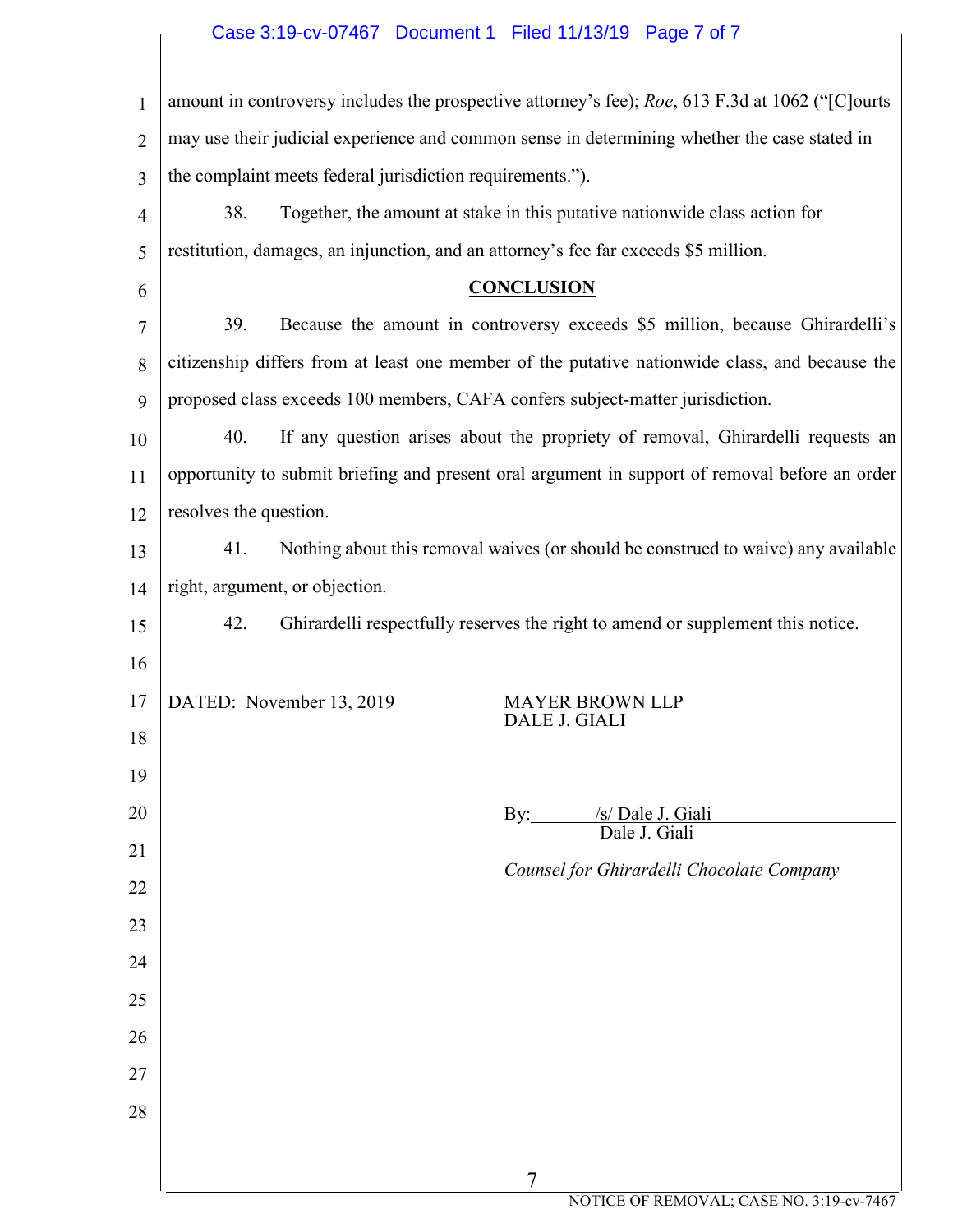amount in controversy includes the prospective attorney's fee); *Roe*, 613 F.3d at 1062 ("[C]ourts may use their judicial experience and common sense in determining whether the case stated in the complaint meets federal jurisdiction requirements.").

38. Together, the amount at stake in this putative nationwide class action for restitution, damages, an injunction, and an attorney's fee far exceeds $5 million.

## CONCLUSION

39. Because the amount in controversy exceeds $5 million, because Ghirardelli's citizenship differs from at least one member of the putative nationwide class, and because the proposed class exceeds 100 members, CAFA confers subject-matter jurisdiction.

40. If any question arises about the propriety of removal, Ghirardelli requests an opportunity to submit briefing and present oral argument in support of removal before an order resolves the question.

41. Nothing about this removal waives (or should be construed to waive) any available right, argument, or objection.

42. Ghirardelli respectfully reserves the right to amend or supplement this notice.

DATED: November 13, 2019

MAYER BROWN LLP
DALE J. GIALI

By: /s/ Dale J. Giali
Dale J. Giali

*Counsel for Ghirardelli Chocolate Company*